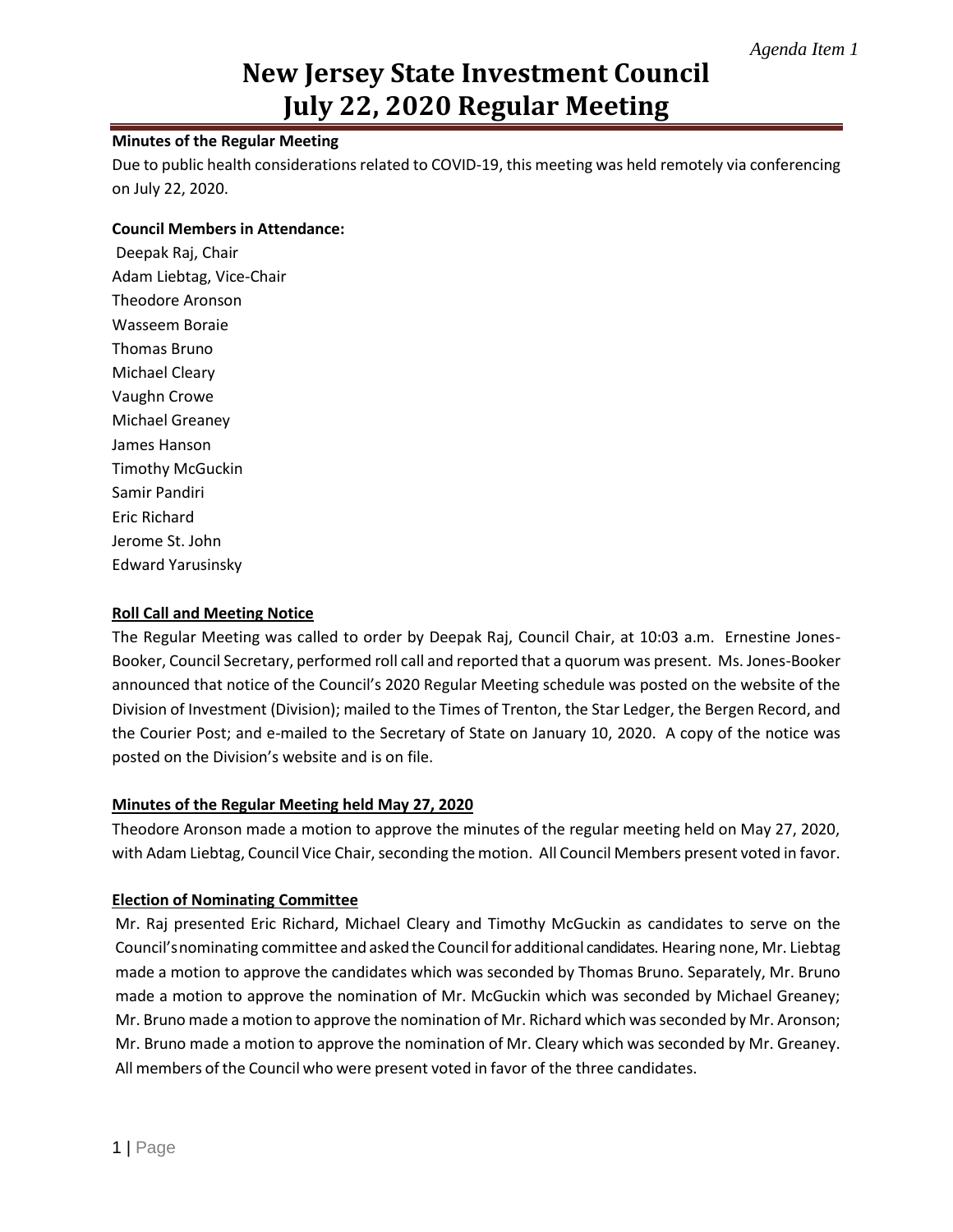*Agenda Item 1*

# New Jersey State Investment Council
# July 22, 2020 Regular Meeting

**Minutes of the Regular Meeting**

Due to public health considerations related to COVID-19, this meeting was held remotely via conferencing on July 22, 2020.

**Council Members in Attendance:**

Deepak Raj, Chair
Adam Liebtag, Vice-Chair
Theodore Aronson
Wasseem Boraie
Thomas Bruno
Michael Cleary
Vaughn Crowe
Michael Greaney
James Hanson
Timothy McGuckin
Samir Pandiri
Eric Richard
Jerome St. John
Edward Yarusinsky

**Roll Call and Meeting Notice**

The Regular Meeting was called to order by Deepak Raj, Council Chair, at 10:03 a.m. Ernestine Jones-Booker, Council Secretary, performed roll call and reported that a quorum was present. Ms. Jones-Booker announced that notice of the Council's 2020 Regular Meeting schedule was posted on the website of the Division of Investment (Division); mailed to the Times of Trenton, the Star Ledger, the Bergen Record, and the Courier Post; and e-mailed to the Secretary of State on January 10, 2020. A copy of the notice was posted on the Division's website and is on file.

**Minutes of the Regular Meeting held May 27, 2020**

Theodore Aronson made a motion to approve the minutes of the regular meeting held on May 27, 2020, with Adam Liebtag, Council Vice Chair, seconding the motion. All Council Members present voted in favor.

**Election of Nominating Committee**

Mr. Raj presented Eric Richard, Michael Cleary and Timothy McGuckin as candidates to serve on the Council's nominating committee and asked the Council for additional candidates. Hearing none, Mr. Liebtag made a motion to approve the candidates which was seconded by Thomas Bruno. Separately, Mr. Bruno made a motion to approve the nomination of Mr. McGuckin which was seconded by Michael Greaney; Mr. Bruno made a motion to approve the nomination of Mr. Richard which was seconded by Mr. Aronson; Mr. Bruno made a motion to approve the nomination of Mr. Cleary which was seconded by Mr. Greaney. All members of the Council who were present voted in favor of the three candidates.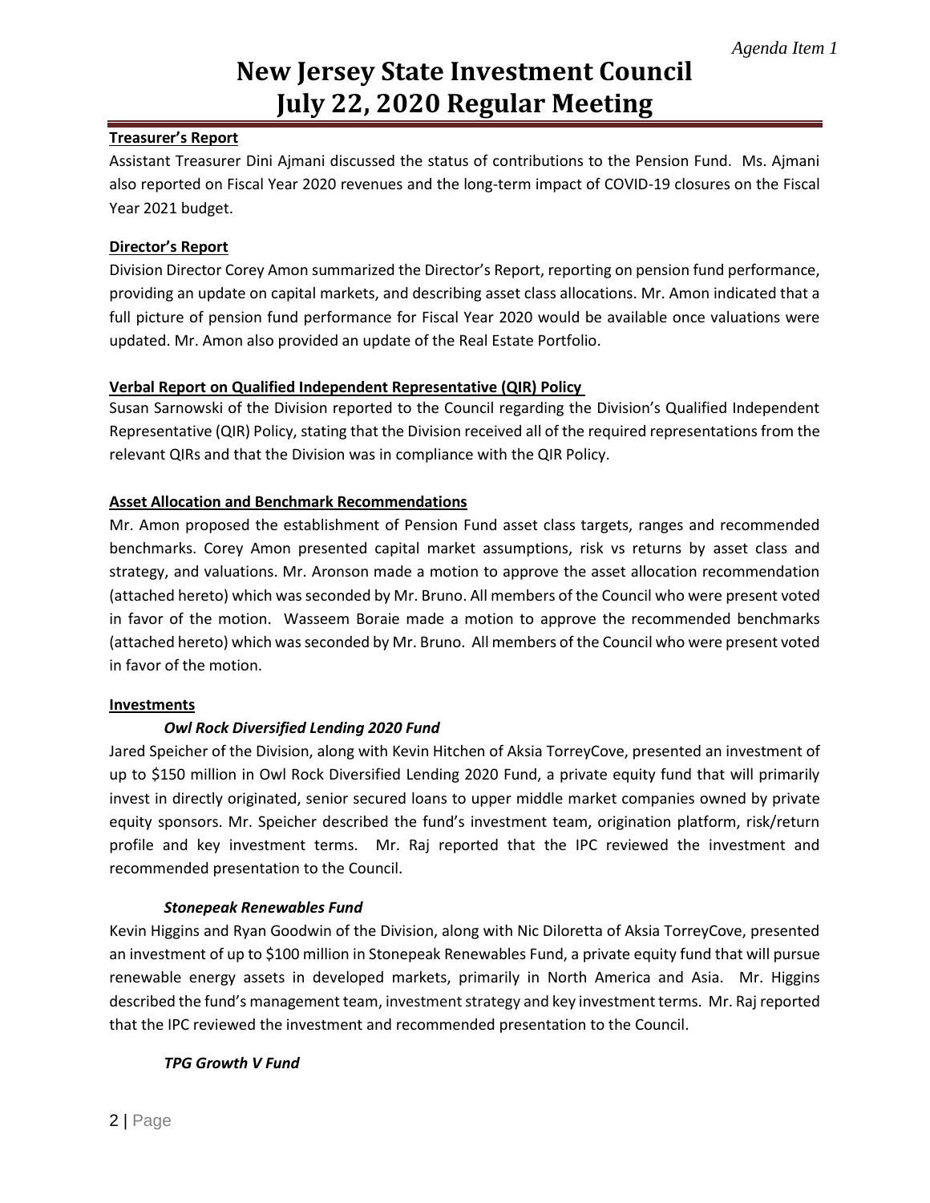## Treasurer's Report

Assistant Treasurer Dini Ajmani discussed the status of contributions to the Pension Fund. Ms. Ajmani also reported on Fiscal Year 2020 revenues and the long-term impact of COVID-19 closures on the Fiscal Year 2021 budget.

## Director's Report

Division Director Corey Amon summarized the Director's Report, reporting on pension fund performance, providing an update on capital markets, and describing asset class allocations. Mr. Amon indicated that a full picture of pension fund performance for Fiscal Year 2020 would be available once valuations were updated. Mr. Amon also provided an update of the Real Estate Portfolio.

## Verbal Report on Qualified Independent Representative (QIR) Policy

Susan Sarnowski of the Division reported to the Council regarding the Division's Qualified Independent Representative (QIR) Policy, stating that the Division received all of the required representations from the relevant QIRs and that the Division was in compliance with the QIR Policy.

## Asset Allocation and Benchmark Recommendations

Mr. Amon proposed the establishment of Pension Fund asset class targets, ranges and recommended benchmarks. Corey Amon presented capital market assumptions, risk vs returns by asset class and strategy, and valuations. Mr. Aronson made a motion to approve the asset allocation recommendation (attached hereto) which was seconded by Mr. Bruno. All members of the Council who were present voted in favor of the motion. Wasseem Boraie made a motion to approve the recommended benchmarks (attached hereto) which was seconded by Mr. Bruno. All members of the Council who were present voted in favor of the motion.

## Investments

### *Owl Rock Diversified Lending 2020 Fund*

Jared Speicher of the Division, along with Kevin Hitchen of Aksia TorreyCove, presented an investment of up to $150 million in Owl Rock Diversified Lending 2020 Fund, a private equity fund that will primarily invest in directly originated, senior secured loans to upper middle market companies owned by private equity sponsors. Mr. Speicher described the fund's investment team, origination platform, risk/return profile and key investment terms. Mr. Raj reported that the IPC reviewed the investment and recommended presentation to the Council.

### *Stonepeak Renewables Fund*

Kevin Higgins and Ryan Goodwin of the Division, along with Nic Diloretta of Aksia TorreyCove, presented an investment of up to $100 million in Stonepeak Renewables Fund, a private equity fund that will pursue renewable energy assets in developed markets, primarily in North America and Asia. Mr. Higgins described the fund's management team, investment strategy and key investment terms. Mr. Raj reported that the IPC reviewed the investment and recommended presentation to the Council.

### *TPG Growth V Fund*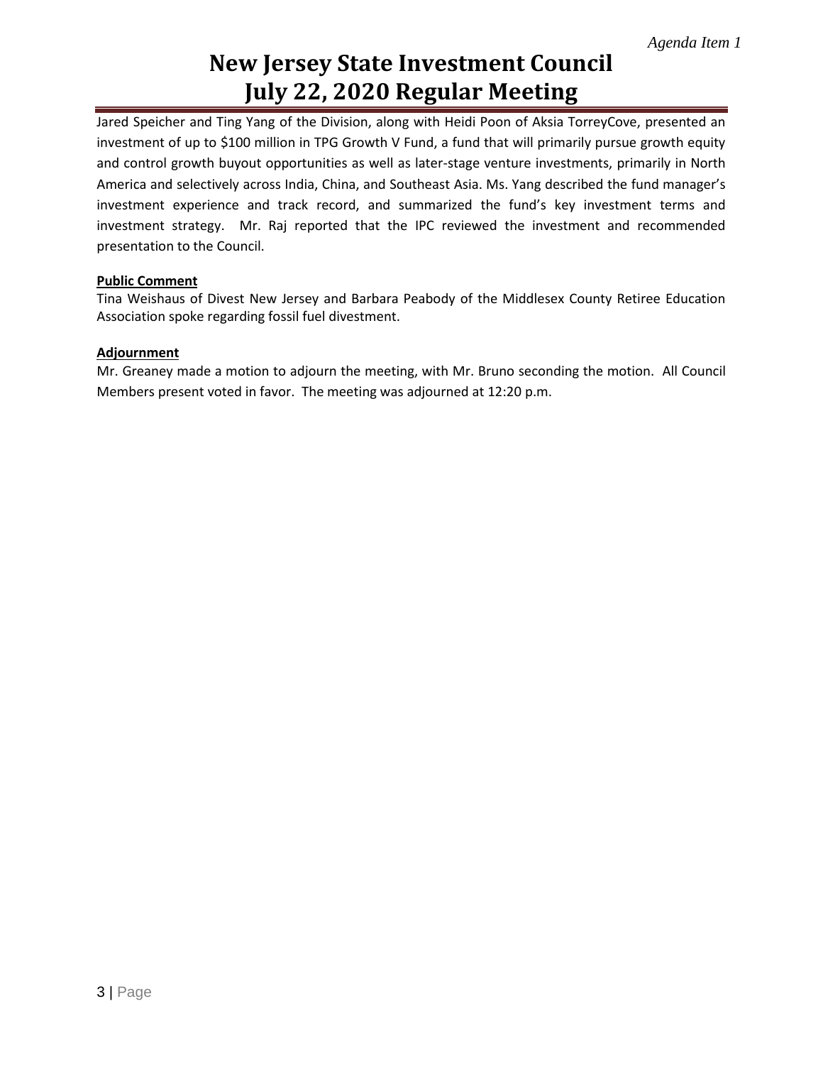Jared Speicher and Ting Yang of the Division, along with Heidi Poon of Aksia TorreyCove, presented an investment of up to $100 million in TPG Growth V Fund, a fund that will primarily pursue growth equity and control growth buyout opportunities as well as later-stage venture investments, primarily in North America and selectively across India, China, and Southeast Asia. Ms. Yang described the fund manager's investment experience and track record, and summarized the fund's key investment terms and investment strategy. Mr. Raj reported that the IPC reviewed the investment and recommended presentation to the Council.

**Public Comment**

Tina Weishaus of Divest New Jersey and Barbara Peabody of the Middlesex County Retiree Education Association spoke regarding fossil fuel divestment.

**Adjournment**

Mr. Greaney made a motion to adjourn the meeting, with Mr. Bruno seconding the motion. All Council Members present voted in favor. The meeting was adjourned at 12:20 p.m.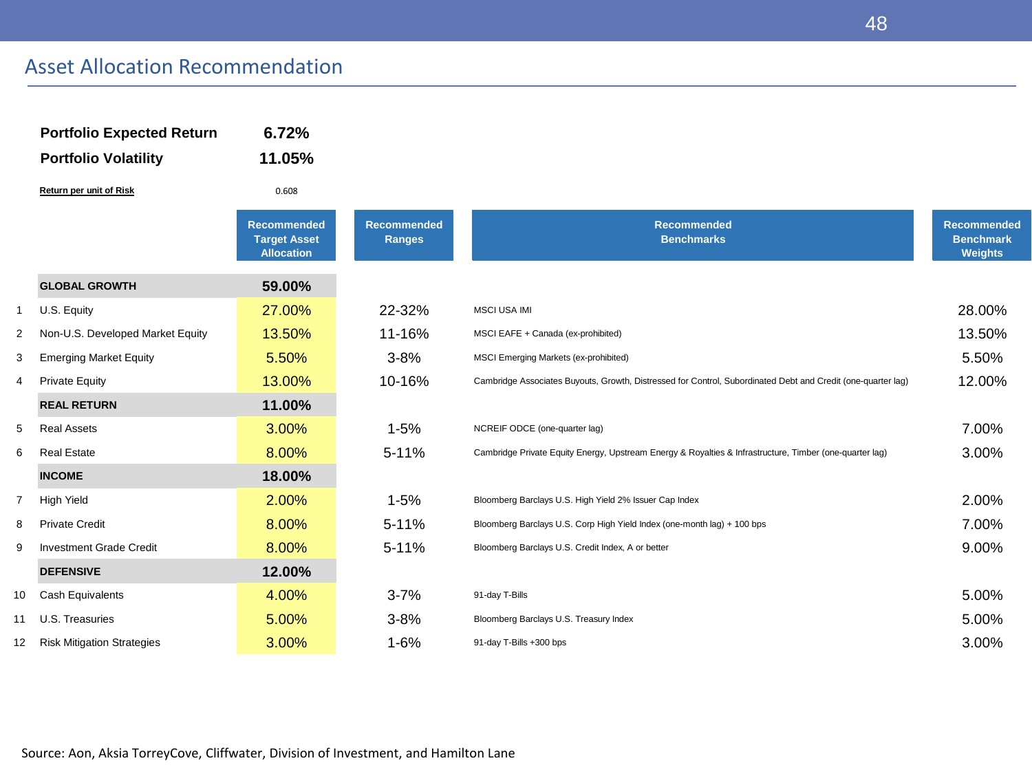## Asset Allocation Recommendation

**Portfolio Expected Return** **6.72%**

**Portfolio Volatility** **11.05%**

Return per unit of Risk 0.608

| | | Recommended Target Asset Allocation | Recommended Ranges | Recommended Benchmarks | Recommended Benchmark Weights |
|---|---|---|---|---|---|
| | **GLOBAL GROWTH** | **59.00%** | | | |
| 1 | U.S. Equity | 27.00% | 22-32% | MSCI USA IMI | 28.00% |
| 2 | Non-U.S. Developed Market Equity | 13.50% | 11-16% | MSCI EAFE + Canada (ex-prohibited) | 13.50% |
| 3 | Emerging Market Equity | 5.50% | 3-8% | MSCI Emerging Markets (ex-prohibited) | 5.50% |
| 4 | Private Equity | 13.00% | 10-16% | Cambridge Associates Buyouts, Growth, Distressed for Control, Subordinated Debt and Credit (one-quarter lag) | 12.00% |
| | **REAL RETURN** | **11.00%** | | | |
| 5 | Real Assets | 3.00% | 1-5% | NCREIF ODCE (one-quarter lag) | 7.00% |
| 6 | Real Estate | 8.00% | 5-11% | Cambridge Private Equity Energy, Upstream Energy & Royalties & Infrastructure, Timber (one-quarter lag) | 3.00% |
| | **INCOME** | **18.00%** | | | |
| 7 | High Yield | 2.00% | 1-5% | Bloomberg Barclays U.S. High Yield 2% Issuer Cap Index | 2.00% |
| 8 | Private Credit | 8.00% | 5-11% | Bloomberg Barclays U.S. Corp High Yield Index (one-month lag) + 100 bps | 7.00% |
| 9 | Investment Grade Credit | 8.00% | 5-11% | Bloomberg Barclays U.S. Credit Index, A or better | 9.00% |
| | **DEFENSIVE** | **12.00%** | | | |
| 10 | Cash Equivalents | 4.00% | 3-7% | 91-day T-Bills | 5.00% |
| 11 | U.S. Treasuries | 5.00% | 3-8% | Bloomberg Barclays U.S. Treasury Index | 5.00% |
| 12 | Risk Mitigation Strategies | 3.00% | 1-6% | 91-day T-Bills +300 bps | 3.00% |

Source: Aon, Aksia TorreyCove, Cliffwater, Division of Investment, and Hamilton Lane